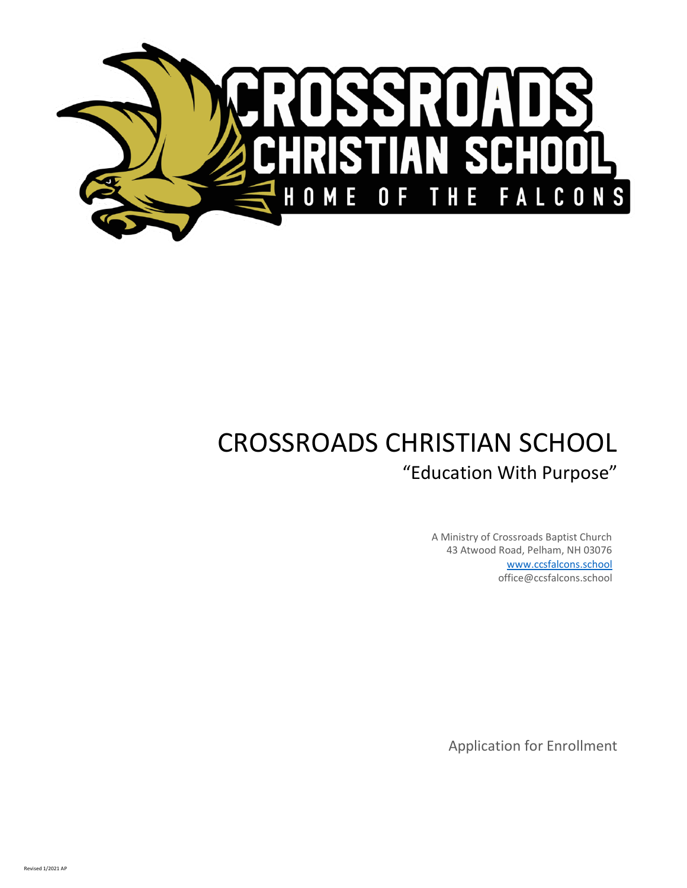# CROSSROADS CHRISTIAN SCHOOL

HOME OF THE FALCONS

# CROSSROADS CHRISTIAN SCHOOL

## "Education With Purpose"

A Ministry of Crossroads Baptist Church
43 Atwood Road, Pelham, NH 03076
www.ccsfalcons.school
office@ccsfalcons.school

Application for Enrollment

Revised 1/2021 AP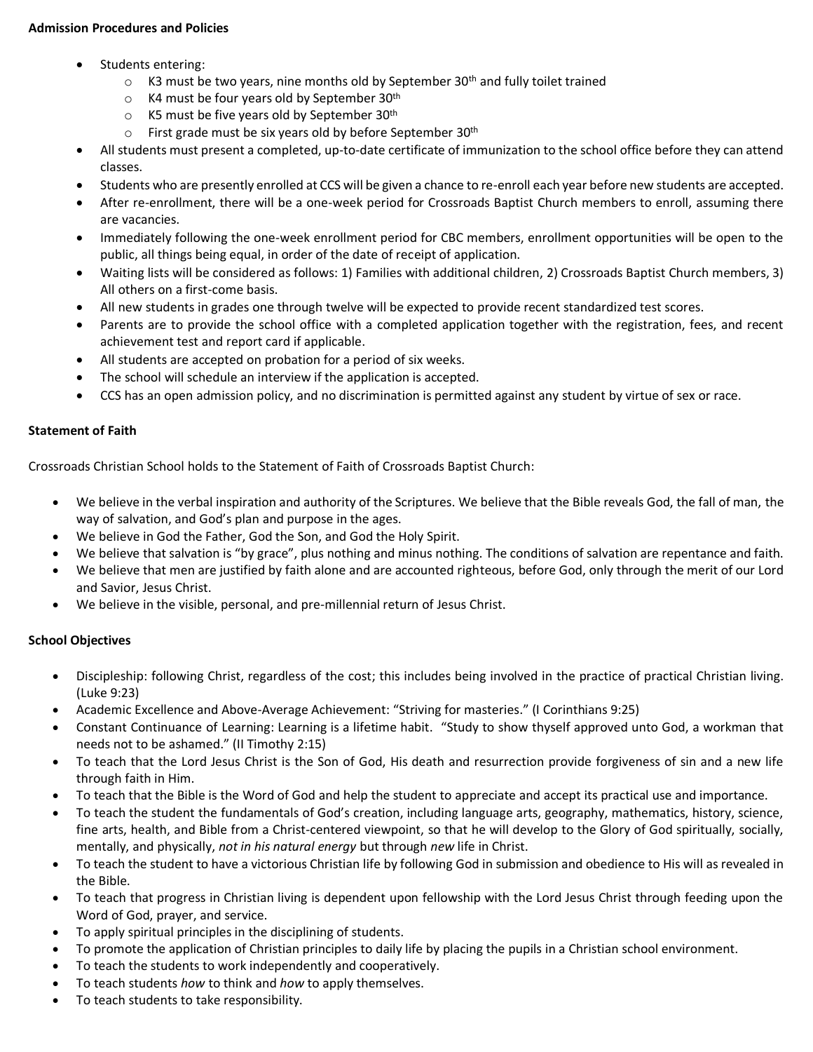**Admission Procedures and Policies**

- Students entering:
  - K3 must be two years, nine months old by September 30th and fully toilet trained
  - K4 must be four years old by September 30th
  - K5 must be five years old by September 30th
  - First grade must be six years old by before September 30th
- All students must present a completed, up-to-date certificate of immunization to the school office before they can attend classes.
- Students who are presently enrolled at CCS will be given a chance to re-enroll each year before new students are accepted.
- After re-enrollment, there will be a one-week period for Crossroads Baptist Church members to enroll, assuming there are vacancies.
- Immediately following the one-week enrollment period for CBC members, enrollment opportunities will be open to the public, all things being equal, in order of the date of receipt of application.
- Waiting lists will be considered as follows: 1) Families with additional children, 2) Crossroads Baptist Church members, 3) All others on a first-come basis.
- All new students in grades one through twelve will be expected to provide recent standardized test scores.
- Parents are to provide the school office with a completed application together with the registration, fees, and recent achievement test and report card if applicable.
- All students are accepted on probation for a period of six weeks.
- The school will schedule an interview if the application is accepted.
- CCS has an open admission policy, and no discrimination is permitted against any student by virtue of sex or race.

**Statement of Faith**

Crossroads Christian School holds to the Statement of Faith of Crossroads Baptist Church:

- We believe in the verbal inspiration and authority of the Scriptures. We believe that the Bible reveals God, the fall of man, the way of salvation, and God's plan and purpose in the ages.
- We believe in God the Father, God the Son, and God the Holy Spirit.
- We believe that salvation is "by grace", plus nothing and minus nothing. The conditions of salvation are repentance and faith.
- We believe that men are justified by faith alone and are accounted righteous, before God, only through the merit of our Lord and Savior, Jesus Christ.
- We believe in the visible, personal, and pre-millennial return of Jesus Christ.

**School Objectives**

- Discipleship: following Christ, regardless of the cost; this includes being involved in the practice of practical Christian living. (Luke 9:23)
- Academic Excellence and Above-Average Achievement: "Striving for masteries." (I Corinthians 9:25)
- Constant Continuance of Learning: Learning is a lifetime habit. "Study to show thyself approved unto God, a workman that needs not to be ashamed." (II Timothy 2:15)
- To teach that the Lord Jesus Christ is the Son of God, His death and resurrection provide forgiveness of sin and a new life through faith in Him.
- To teach that the Bible is the Word of God and help the student to appreciate and accept its practical use and importance.
- To teach the student the fundamentals of God's creation, including language arts, geography, mathematics, history, science, fine arts, health, and Bible from a Christ-centered viewpoint, so that he will develop to the Glory of God spiritually, socially, mentally, and physically, *not in his natural energy* but through *new* life in Christ.
- To teach the student to have a victorious Christian life by following God in submission and obedience to His will as revealed in the Bible.
- To teach that progress in Christian living is dependent upon fellowship with the Lord Jesus Christ through feeding upon the Word of God, prayer, and service.
- To apply spiritual principles in the disciplining of students.
- To promote the application of Christian principles to daily life by placing the pupils in a Christian school environment.
- To teach the students to work independently and cooperatively.
- To teach students *how* to think and *how* to apply themselves.
- To teach students to take responsibility.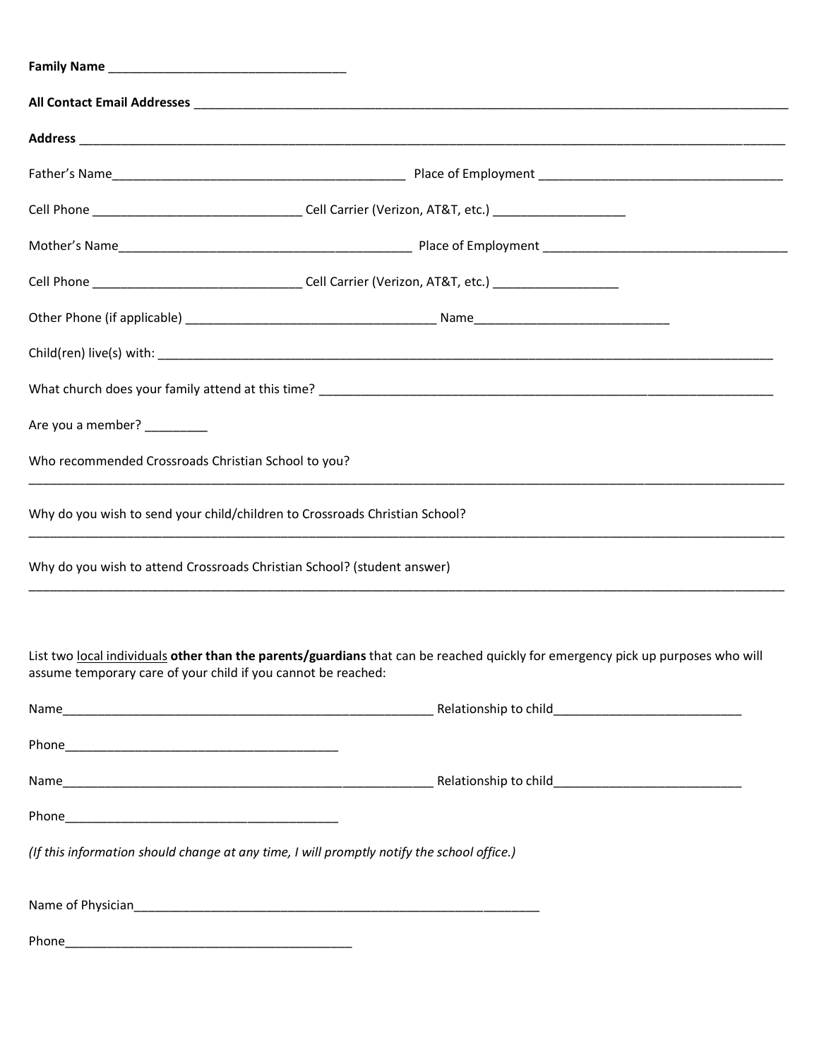**Family Name** ___________________________________

**All Contact Email Addresses** ___________________________________________________________________________________________

**Address** _________________________________________________________________________________________________________

Father's Name____________________________________________ Place of Employment ____________________________________

Cell Phone ______________________________ Cell Carrier (Verizon, AT&T, etc.) ___________________

Mother's Name___________________________________________ Place of Employment ____________________________________

Cell Phone ______________________________ Cell Carrier (Verizon, AT&T, etc.) __________________

Other Phone (if applicable) ____________________________________ Name____________________________

Child(ren) live(s) with: _______________________________________________________________________________________________

What church does your family attend at this time? _____________________________________________________________________

Are you a member? _________

Who recommended Crossroads Christian School to you?

______________________________________________________________________________________________________________

Why do you wish to send your child/children to Crossroads Christian School?

______________________________________________________________________________________________________________

Why do you wish to attend Crossroads Christian School? (student answer)

______________________________________________________________________________________________________________

List two local individuals **other than the parents/guardians** that can be reached quickly for emergency pick up purposes who will assume temporary care of your child if you cannot be reached:

Name______________________________________________________ Relationship to child___________________________

Phone________________________________________

Name______________________________________________________ Relationship to child___________________________

Phone________________________________________

*(If this information should change at any time, I will promptly notify the school office.)*

Name of Physician_____________________________________________________________

Phone__________________________________________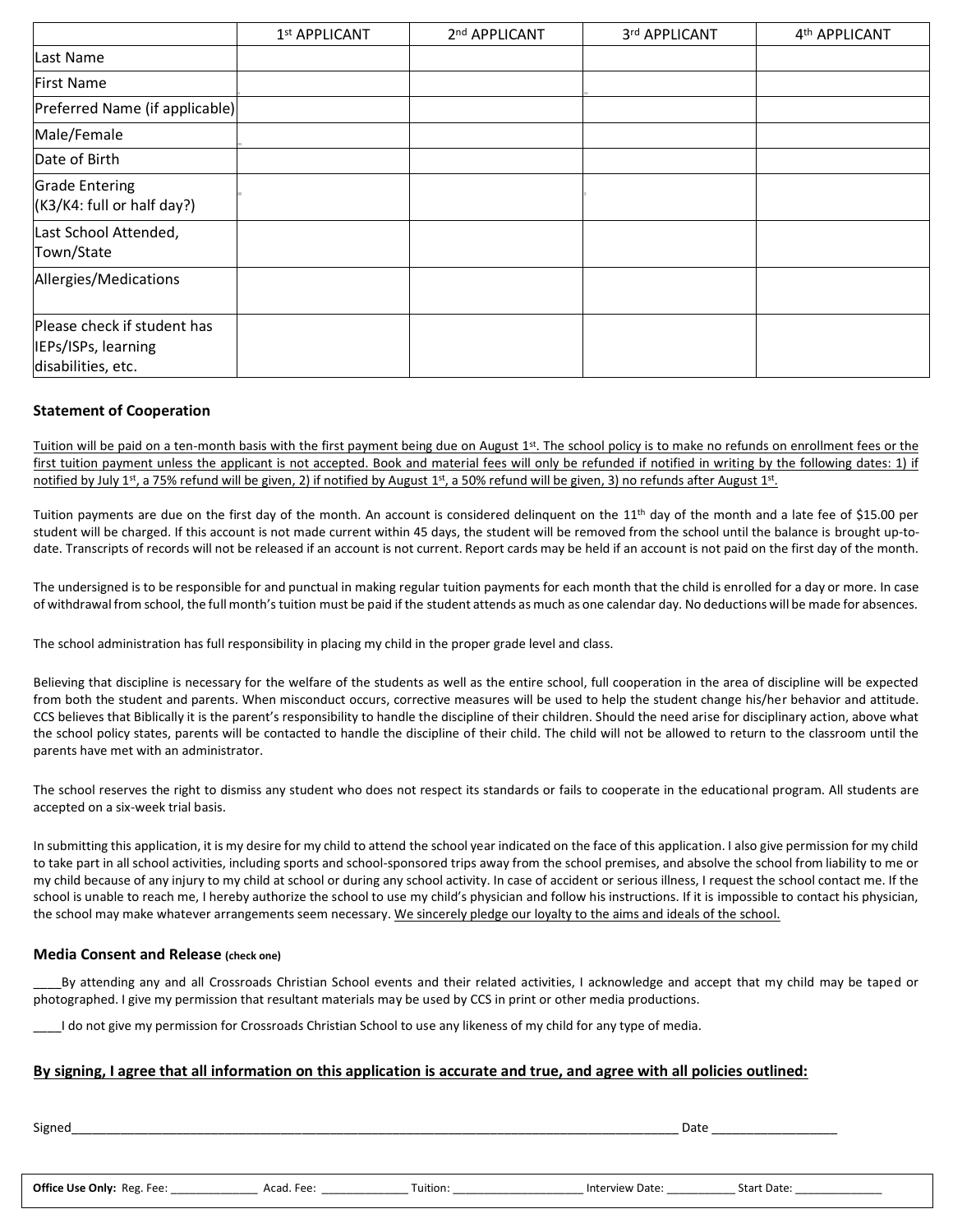| | 1st APPLICANT | 2nd APPLICANT | 3rd APPLICANT | 4th APPLICANT |
|---|---|---|---|---|
| Last Name | | | | |
| First Name | | | | |
| Preferred Name (if applicable) | | | | |
| Male/Female | | | | |
| Date of Birth | | | | |
| Grade Entering (K3/K4: full or half day?) | | | | |
| Last School Attended, Town/State | | | | |
| Allergies/Medications | | | | |
| Please check if student has IEPs/ISPs, learning disabilities, etc. | | | | |

### Statement of Cooperation

Tuition will be paid on a ten-month basis with the first payment being due on August 1st. The school policy is to make no refunds on enrollment fees or the first tuition payment unless the applicant is not accepted. Book and material fees will only be refunded if notified in writing by the following dates: 1) if notified by July 1st, a 75% refund will be given, 2) if notified by August 1st, a 50% refund will be given, 3) no refunds after August 1st.

Tuition payments are due on the first day of the month. An account is considered delinquent on the 11th day of the month and a late fee of $15.00 per student will be charged. If this account is not made current within 45 days, the student will be removed from the school until the balance is brought up-to-date. Transcripts of records will not be released if an account is not current. Report cards may be held if an account is not paid on the first day of the month.

The undersigned is to be responsible for and punctual in making regular tuition payments for each month that the child is enrolled for a day or more. In case of withdrawal from school, the full month's tuition must be paid if the student attends as much as one calendar day. No deductions will be made for absences.

The school administration has full responsibility in placing my child in the proper grade level and class.

Believing that discipline is necessary for the welfare of the students as well as the entire school, full cooperation in the area of discipline will be expected from both the student and parents. When misconduct occurs, corrective measures will be used to help the student change his/her behavior and attitude. CCS believes that Biblically it is the parent's responsibility to handle the discipline of their children. Should the need arise for disciplinary action, above what the school policy states, parents will be contacted to handle the discipline of their child. The child will not be allowed to return to the classroom until the parents have met with an administrator.

The school reserves the right to dismiss any student who does not respect its standards or fails to cooperate in the educational program. All students are accepted on a six-week trial basis.

In submitting this application, it is my desire for my child to attend the school year indicated on the face of this application. I also give permission for my child to take part in all school activities, including sports and school-sponsored trips away from the school premises, and absolve the school from liability to me or my child because of any injury to my child at school or during any school activity. In case of accident or serious illness, I request the school contact me. If the school is unable to reach me, I hereby authorize the school to use my child's physician and follow his instructions. If it is impossible to contact his physician, the school may make whatever arrangements seem necessary. We sincerely pledge our loyalty to the aims and ideals of the school.

### Media Consent and Release (check one)

____By attending any and all Crossroads Christian School events and their related activities, I acknowledge and accept that my child may be taped or photographed. I give my permission that resultant materials may be used by CCS in print or other media productions.

____I do not give my permission for Crossroads Christian School to use any likeness of my child for any type of media.

**By signing, I agree that all information on this application is accurate and true, and agree with all policies outlined:**

Signed_____________________________________________________________________________________ Date ___________________

**Office Use Only:** Reg. Fee: ______________ Acad. Fee: ______________ Tuition: _____________________ Interview Date: ___________ Start Date: ______________